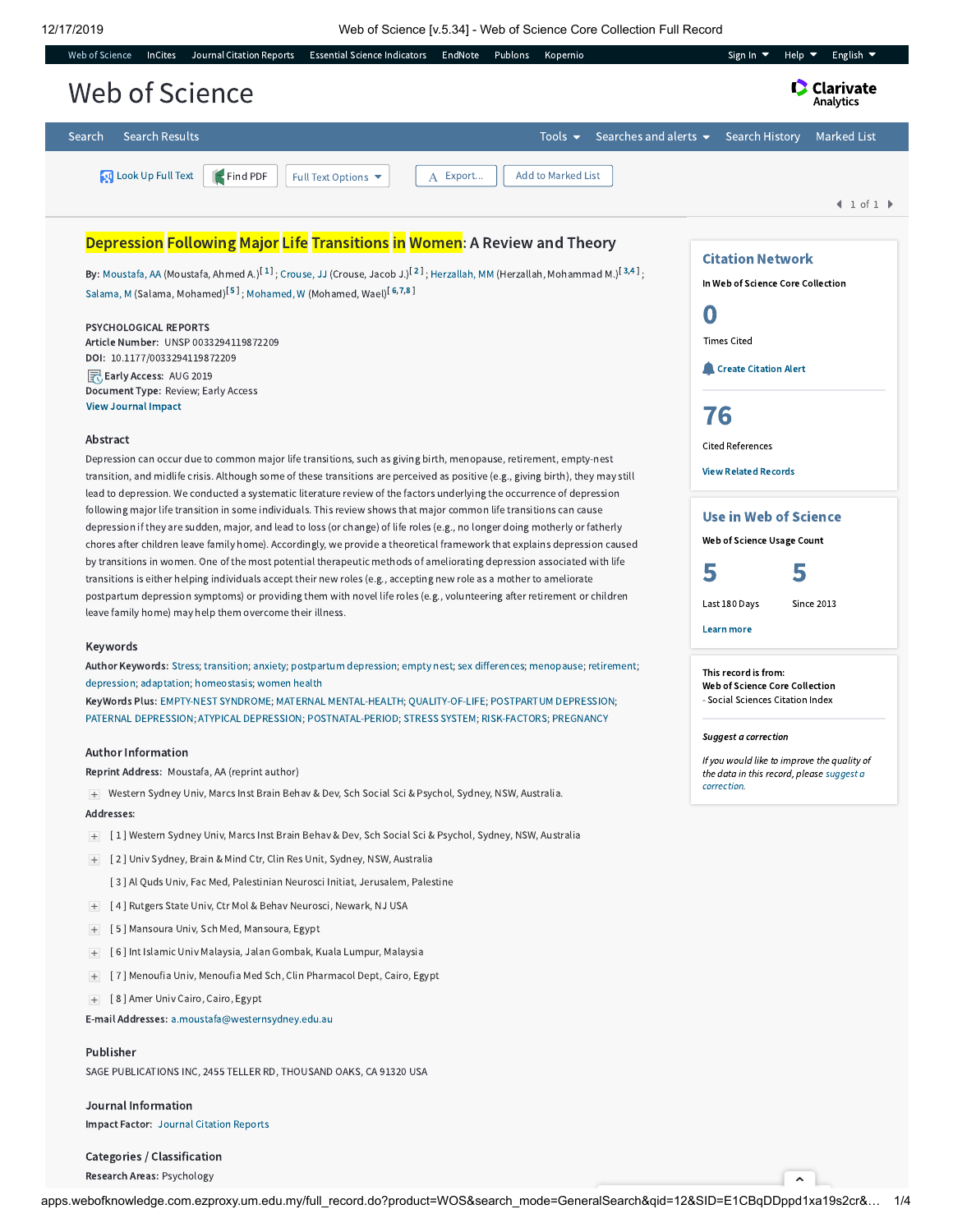# Depression Following Major Life Transitions in Women: A Review and Theory

**By:** Moustafa, AA (Moustafa, Ahmed A.)[1]; Crouse, JJ (Crouse, Jacob J.)[2]; Herzallah, MM (Herzallah, Mohammad M.)[3,4]; Salama, M (Salama, Mohamed)[5]; Mohamed, W (Mohamed, Wael)[6,7,8]

PSYCHOLOGICAL REPORTS
**Article Number:** UNSP 0033294119872209
**DOI:** 10.1177/0033294119872209
**Early Access:** AUG 2019
**Document Type:** Review; Early Access
View Journal Impact

## Abstract

Depression can occur due to common major life transitions, such as giving birth, menopause, retirement, empty-nest transition, and midlife crisis. Although some of these transitions are perceived as positive (e.g., giving birth), they may still lead to depression. We conducted a systematic literature review of the factors underlying the occurrence of depression following major life transition in some individuals. This review shows that major common life transitions can cause depression if they are sudden, major, and lead to loss (or change) of life roles (e.g., no longer doing motherly or fatherly chores after children leave family home). Accordingly, we provide a theoretical framework that explains depression caused by transitions in women. One of the most potential therapeutic methods of ameliorating depression associated with life transitions is either helping individuals accept their new roles (e.g., accepting new role as a mother to ameliorate postpartum depression symptoms) or providing them with novel life roles (e.g., volunteering after retirement or children leave family home) may help them overcome their illness.

## Keywords

**Author Keywords:** Stress; transition; anxiety; postpartum depression; empty nest; sex differences; menopause; retirement; depression; adaptation; homeostasis; women health

**KeyWords Plus:** EMPTY-NEST SYNDROME; MATERNAL MENTAL-HEALTH; QUALITY-OF-LIFE; POSTPARTUM DEPRESSION; PATERNAL DEPRESSION; ATYPICAL DEPRESSION; POSTNATAL-PERIOD; STRESS SYSTEM; RISK-FACTORS; PREGNANCY

## Author Information

**Reprint Address:** Moustafa, AA (reprint author)

Western Sydney Univ, Marcs Inst Brain Behav & Dev, Sch Social Sci & Psychol, Sydney, NSW, Australia.

**Addresses:**

[ 1 ] Western Sydney Univ, Marcs Inst Brain Behav & Dev, Sch Social Sci & Psychol, Sydney, NSW, Australia
[ 2 ] Univ Sydney, Brain & Mind Ctr, Clin Res Unit, Sydney, NSW, Australia
[ 3 ] Al Quds Univ, Fac Med, Palestinian Neurosci Initiat, Jerusalem, Palestine
[ 4 ] Rutgers State Univ, Ctr Mol & Behav Neurosci, Newark, NJ USA
[ 5 ] Mansoura Univ, Sch Med, Mansoura, Egypt
[ 6 ] Int Islamic Univ Malaysia, Jalan Gombak, Kuala Lumpur, Malaysia
[ 7 ] Menoufia Univ, Menoufia Med Sch, Clin Pharmacol Dept, Cairo, Egypt
[ 8 ] Amer Univ Cairo, Cairo, Egypt

**E-mail Addresses:** a.moustafa@westernsydney.edu.au

## Publisher

SAGE PUBLICATIONS INC, 2455 TELLER RD, THOUSAND OAKS, CA 91320 USA

## Journal Information

**Impact Factor:** Journal Citation Reports

## Categories / Classification

**Research Areas:** Psychology

## Citation Network

In Web of Science Core Collection

**0** Times Cited

Create Citation Alert

**76** Cited References

View Related Records

## Use in Web of Science

Web of Science Usage Count

| 5 | 5 |
|---|---|
| Last 180 Days | Since 2013 |

Learn more

This record is from:
Web of Science Core Collection
- Social Sciences Citation Index

*Suggest a correction*

*If you would like to improve the quality of the data in this record, please suggest a correction.*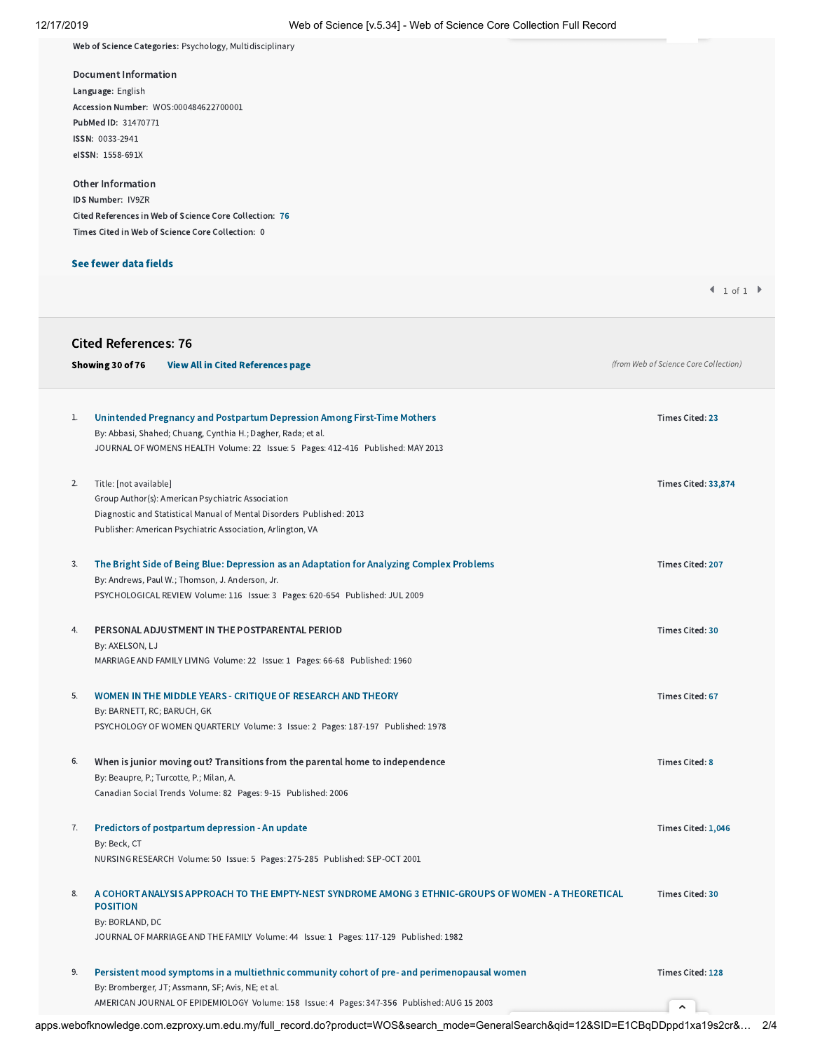**Web of Science Categories:** Psychology, Multidisciplinary

### Document Information

**Language:** English
**Accession Number:** WOS:000484622700001
**PubMed ID:** 31470771
**ISSN:** 0033-2941
**eISSN:** 1558-691X

### Other Information

**IDS Number:** IV9ZR
**Cited References in Web of Science Core Collection:** 76
**Times Cited in Web of Science Core Collection:** 0

**See fewer data fields**

1 of 1

## Cited References: 76

**Showing 30 of 76** **View All in Cited References page**

*(from Web of Science Core Collection)*

1. Unintended Pregnancy and Postpartum Depression Among First-Time Mothers
   By: Abbasi, Shahed; Chuang, Cynthia H.; Dagher, Rada; et al.
   JOURNAL OF WOMENS HEALTH Volume: 22 Issue: 5 Pages: 412-416 Published: MAY 2013
   **Times Cited:** 23

2. Title: [not available]
   Group Author(s): American Psychiatric Association
   Diagnostic and Statistical Manual of Mental Disorders Published: 2013
   Publisher: American Psychiatric Association, Arlington, VA
   **Times Cited:** 33,874

3. The Bright Side of Being Blue: Depression as an Adaptation for Analyzing Complex Problems
   By: Andrews, Paul W.; Thomson, J. Anderson, Jr.
   PSYCHOLOGICAL REVIEW Volume: 116 Issue: 3 Pages: 620-654 Published: JUL 2009
   **Times Cited:** 207

4. PERSONAL ADJUSTMENT IN THE POSTPARENTAL PERIOD
   By: AXELSON, LJ
   MARRIAGE AND FAMILY LIVING Volume: 22 Issue: 1 Pages: 66-68 Published: 1960
   **Times Cited:** 30

5. WOMEN IN THE MIDDLE YEARS - CRITIQUE OF RESEARCH AND THEORY
   By: BARNETT, RC; BARUCH, GK
   PSYCHOLOGY OF WOMEN QUARTERLY Volume: 3 Issue: 2 Pages: 187-197 Published: 1978
   **Times Cited:** 67

6. When is junior moving out? Transitions from the parental home to independence
   By: Beaupre, P.; Turcotte, P.; Milan, A.
   Canadian Social Trends Volume: 82 Pages: 9-15 Published: 2006
   **Times Cited:** 8

7. Predictors of postpartum depression - An update
   By: Beck, CT
   NURSING RESEARCH Volume: 50 Issue: 5 Pages: 275-285 Published: SEP-OCT 2001
   **Times Cited:** 1,046

8. A COHORT ANALYSIS APPROACH TO THE EMPTY-NEST SYNDROME AMONG 3 ETHNIC-GROUPS OF WOMEN - A THEORETICAL POSITION
   By: BORLAND, DC
   JOURNAL OF MARRIAGE AND THE FAMILY Volume: 44 Issue: 1 Pages: 117-129 Published: 1982
   **Times Cited:** 30

9. Persistent mood symptoms in a multiethnic community cohort of pre- and perimenopausal women
   By: Bromberger, JT; Assmann, SF; Avis, NE; et al.
   AMERICAN JOURNAL OF EPIDEMIOLOGY Volume: 158 Issue: 4 Pages: 347-356 Published: AUG 15 2003
   **Times Cited:** 128